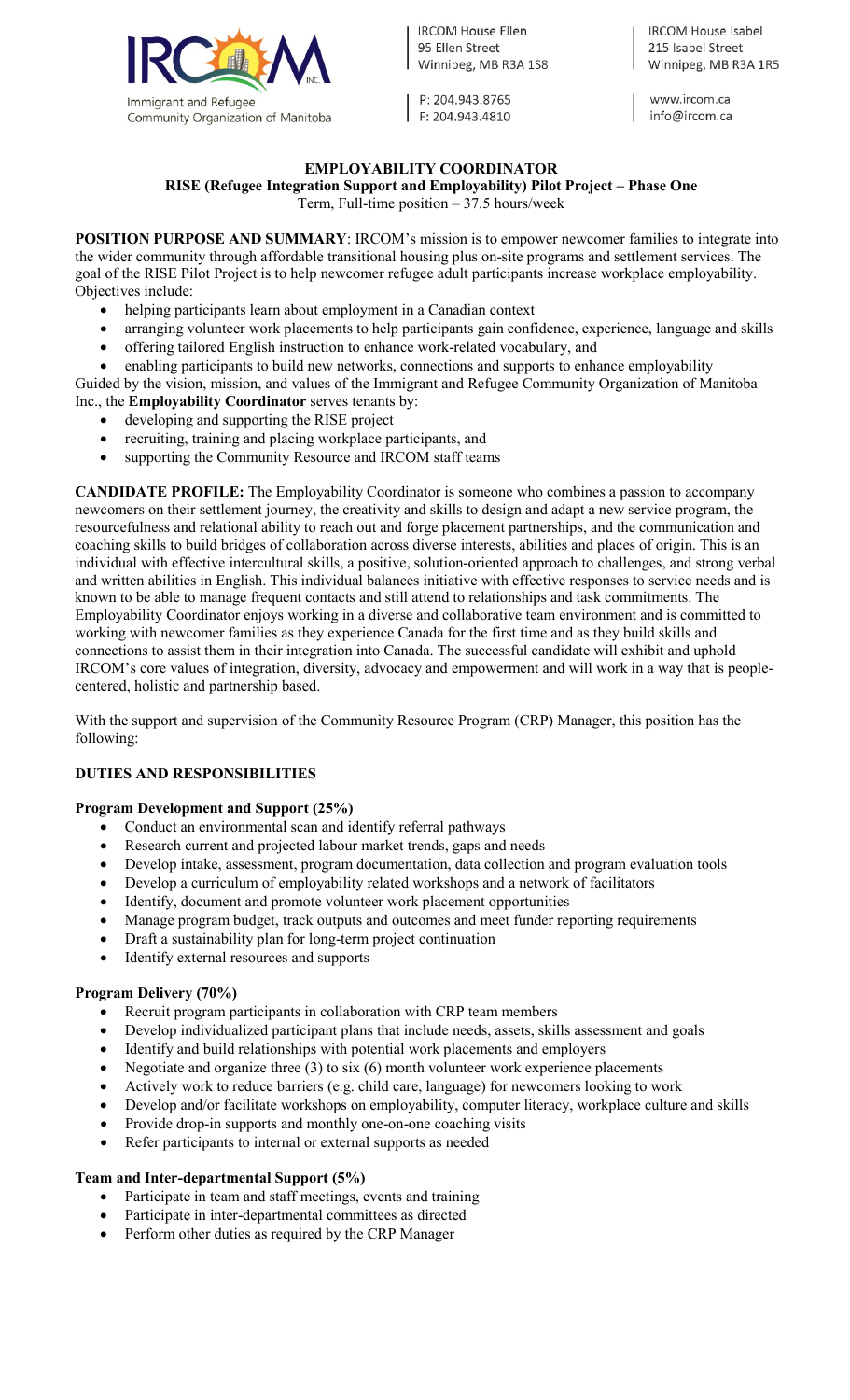IRCOM Immigrant and Refugee Community Organization of Manitoba

IRCOM House Ellen
95 Ellen Street
Winnipeg, MB R3A 1S8

P: 204.943.8765
F: 204.943.4810

IRCOM House Isabel
215 Isabel Street
Winnipeg, MB R3A 1R5

www.ircom.ca
info@ircom.ca

# EMPLOYABILITY COORDINATOR

## RISE (Refugee Integration Support and Employability) Pilot Project – Phase One

Term, Full-time position – 37.5 hours/week

**POSITION PURPOSE AND SUMMARY**: IRCOM's mission is to empower newcomer families to integrate into the wider community through affordable transitional housing plus on-site programs and settlement services. The goal of the RISE Pilot Project is to help newcomer refugee adult participants increase workplace employability. Objectives include:

- helping participants learn about employment in a Canadian context
- arranging volunteer work placements to help participants gain confidence, experience, language and skills
- offering tailored English instruction to enhance work-related vocabulary, and
- enabling participants to build new networks, connections and supports to enhance employability

Guided by the vision, mission, and values of the Immigrant and Refugee Community Organization of Manitoba Inc., the **Employability Coordinator** serves tenants by:

- developing and supporting the RISE project
- recruiting, training and placing workplace participants, and
- supporting the Community Resource and IRCOM staff teams

**CANDIDATE PROFILE:** The Employability Coordinator is someone who combines a passion to accompany newcomers on their settlement journey, the creativity and skills to design and adapt a new service program, the resourcefulness and relational ability to reach out and forge placement partnerships, and the communication and coaching skills to build bridges of collaboration across diverse interests, abilities and places of origin. This is an individual with effective intercultural skills, a positive, solution-oriented approach to challenges, and strong verbal and written abilities in English. This individual balances initiative with effective responses to service needs and is known to be able to manage frequent contacts and still attend to relationships and task commitments. The Employability Coordinator enjoys working in a diverse and collaborative team environment and is committed to working with newcomer families as they experience Canada for the first time and as they build skills and connections to assist them in their integration into Canada. The successful candidate will exhibit and uphold IRCOM's core values of integration, diversity, advocacy and empowerment and will work in a way that is people-centered, holistic and partnership based.

With the support and supervision of the Community Resource Program (CRP) Manager, this position has the following:

## DUTIES AND RESPONSIBILITIES

### Program Development and Support (25%)

- Conduct an environmental scan and identify referral pathways
- Research current and projected labour market trends, gaps and needs
- Develop intake, assessment, program documentation, data collection and program evaluation tools
- Develop a curriculum of employability related workshops and a network of facilitators
- Identify, document and promote volunteer work placement opportunities
- Manage program budget, track outputs and outcomes and meet funder reporting requirements
- Draft a sustainability plan for long-term project continuation
- Identify external resources and supports

### Program Delivery (70%)

- Recruit program participants in collaboration with CRP team members
- Develop individualized participant plans that include needs, assets, skills assessment and goals
- Identify and build relationships with potential work placements and employers
- Negotiate and organize three (3) to six (6) month volunteer work experience placements
- Actively work to reduce barriers (e.g. child care, language) for newcomers looking to work
- Develop and/or facilitate workshops on employability, computer literacy, workplace culture and skills
- Provide drop-in supports and monthly one-on-one coaching visits
- Refer participants to internal or external supports as needed

### Team and Inter-departmental Support (5%)

- Participate in team and staff meetings, events and training
- Participate in inter-departmental committees as directed
- Perform other duties as required by the CRP Manager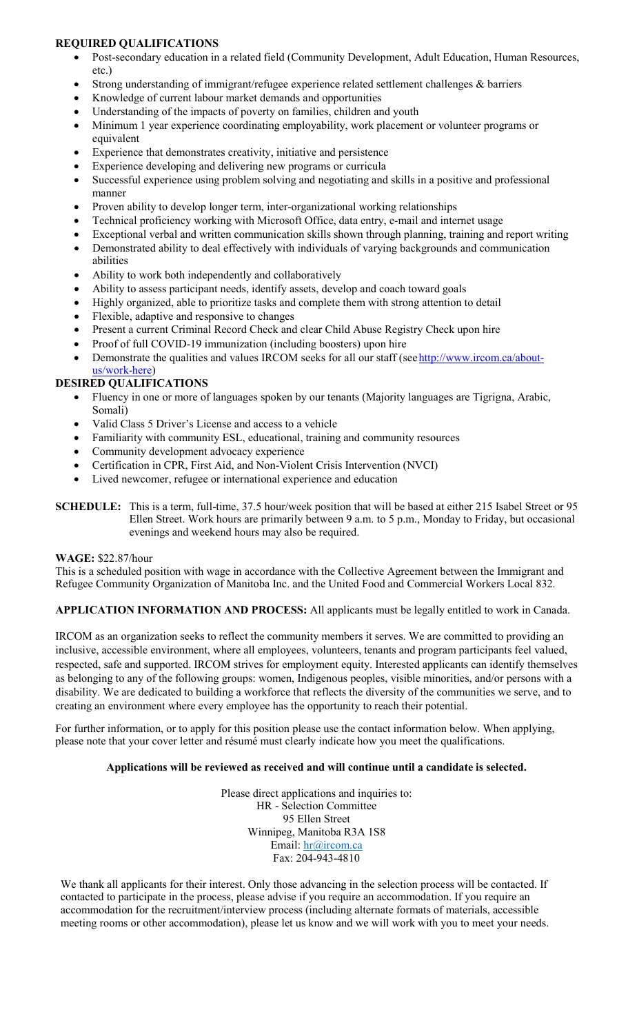**REQUIRED QUALIFICATIONS**

- Post-secondary education in a related field (Community Development, Adult Education, Human Resources, etc.)
- Strong understanding of immigrant/refugee experience related settlement challenges & barriers
- Knowledge of current labour market demands and opportunities
- Understanding of the impacts of poverty on families, children and youth
- Minimum 1 year experience coordinating employability, work placement or volunteer programs or equivalent
- Experience that demonstrates creativity, initiative and persistence
- Experience developing and delivering new programs or curricula
- Successful experience using problem solving and negotiating and skills in a positive and professional manner
- Proven ability to develop longer term, inter-organizational working relationships
- Technical proficiency working with Microsoft Office, data entry, e-mail and internet usage
- Exceptional verbal and written communication skills shown through planning, training and report writing
- Demonstrated ability to deal effectively with individuals of varying backgrounds and communication abilities
- Ability to work both independently and collaboratively
- Ability to assess participant needs, identify assets, develop and coach toward goals
- Highly organized, able to prioritize tasks and complete them with strong attention to detail
- Flexible, adaptive and responsive to changes
- Present a current Criminal Record Check and clear Child Abuse Registry Check upon hire
- Proof of full COVID-19 immunization (including boosters) upon hire
- Demonstrate the qualities and values IRCOM seeks for all our staff (see http://www.ircom.ca/about-us/work-here)

**DESIRED QUALIFICATIONS**

- Fluency in one or more of languages spoken by our tenants (Majority languages are Tigrigna, Arabic, Somali)
- Valid Class 5 Driver's License and access to a vehicle
- Familiarity with community ESL, educational, training and community resources
- Community development advocacy experience
- Certification in CPR, First Aid, and Non-Violent Crisis Intervention (NVCI)
- Lived newcomer, refugee or international experience and education

**SCHEDULE:** This is a term, full-time, 37.5 hour/week position that will be based at either 215 Isabel Street or 95 Ellen Street. Work hours are primarily between 9 a.m. to 5 p.m., Monday to Friday, but occasional evenings and weekend hours may also be required.

**WAGE:** $22.87/hour
This is a scheduled position with wage in accordance with the Collective Agreement between the Immigrant and Refugee Community Organization of Manitoba Inc. and the United Food and Commercial Workers Local 832.

**APPLICATION INFORMATION AND PROCESS:** All applicants must be legally entitled to work in Canada.

IRCOM as an organization seeks to reflect the community members it serves. We are committed to providing an inclusive, accessible environment, where all employees, volunteers, tenants and program participants feel valued, respected, safe and supported. IRCOM strives for employment equity. Interested applicants can identify themselves as belonging to any of the following groups: women, Indigenous peoples, visible minorities, and/or persons with a disability. We are dedicated to building a workforce that reflects the diversity of the communities we serve, and to creating an environment where every employee has the opportunity to reach their potential.

For further information, or to apply for this position please use the contact information below. When applying, please note that your cover letter and résumé must clearly indicate how you meet the qualifications.

**Applications will be reviewed as received and will continue until a candidate is selected.**

Please direct applications and inquiries to:
HR - Selection Committee
95 Ellen Street
Winnipeg, Manitoba R3A 1S8
Email: hr@ircom.ca
Fax: 204-943-4810

We thank all applicants for their interest. Only those advancing in the selection process will be contacted. If contacted to participate in the process, please advise if you require an accommodation. If you require an accommodation for the recruitment/interview process (including alternate formats of materials, accessible meeting rooms or other accommodation), please let us know and we will work with you to meet your needs.